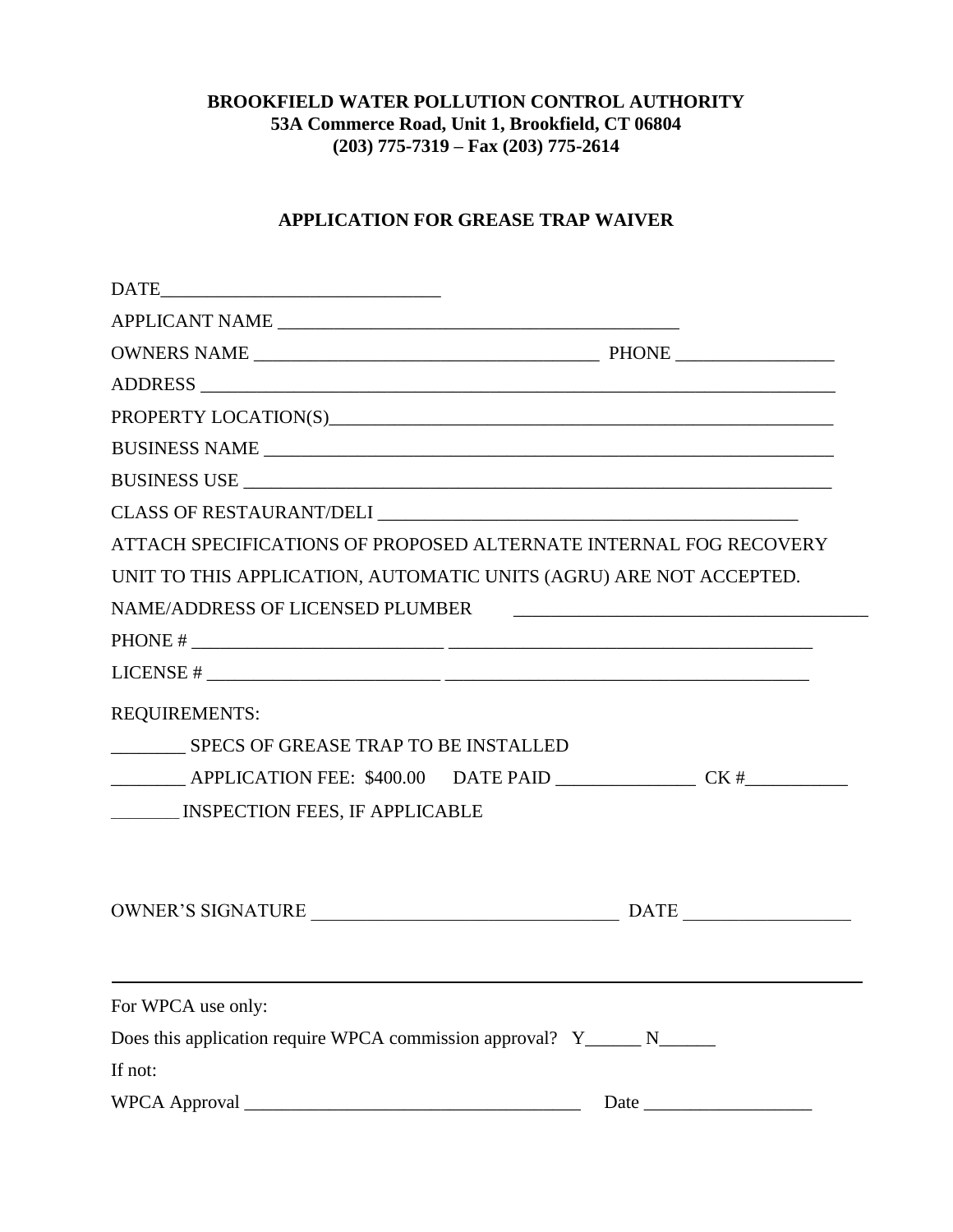**BROOKFIELD WATER POLLUTION CONTROL AUTHORITY**
**53A Commerce Road, Unit 1, Brookfield, CT 06804**
**(203) 775-7319 – Fax (203) 775-2614**

**APPLICATION FOR GREASE TRAP WAIVER**

DATE______________________________

APPLICANT NAME ____________________________________________

OWNERS NAME _____________________________________ PHONE ________________

ADDRESS ______________________________________________________________________

PROPERTY LOCATION(S)_________________________________________________________

BUSINESS NAME ________________________________________________________________

BUSINESS USE _________________________________________________________________

CLASS OF RESTAURANT/DELI _____________________________________________

ATTACH SPECIFICATIONS OF PROPOSED ALTERNATE INTERNAL FOG RECOVERY UNIT TO THIS APPLICATION, AUTOMATIC UNITS (AGRU) ARE NOT ACCEPTED.

NAME/ADDRESS OF LICENSED PLUMBER ______________________________________

PHONE # __________________________ ______________________________________

LICENSE # ________________________ ______________________________________

REQUIREMENTS:

________ SPECS OF GREASE TRAP TO BE INSTALLED

________ APPLICATION FEE: $400.00 DATE PAID ______________ CK #___________

________ INSPECTION FEES, IF APPLICABLE

OWNER'S SIGNATURE ________________________________ DATE _________________

---

For WPCA use only:

Does this application require WPCA commission approval? Y______ N______

If not:

WPCA Approval ____________________________________ Date __________________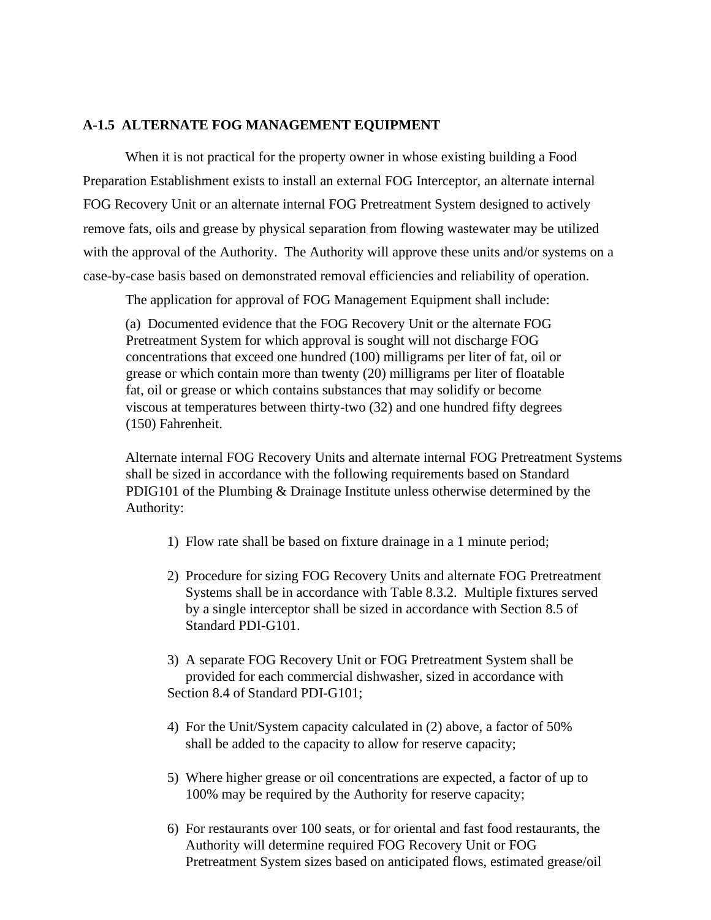### A-1.5 ALTERNATE FOG MANAGEMENT EQUIPMENT

When it is not practical for the property owner in whose existing building a Food Preparation Establishment exists to install an external FOG Interceptor, an alternate internal FOG Recovery Unit or an alternate internal FOG Pretreatment System designed to actively remove fats, oils and grease by physical separation from flowing wastewater may be utilized with the approval of the Authority. The Authority will approve these units and/or systems on a case-by-case basis based on demonstrated removal efficiencies and reliability of operation.

The application for approval of FOG Management Equipment shall include:

(a) Documented evidence that the FOG Recovery Unit or the alternate FOG Pretreatment System for which approval is sought will not discharge FOG concentrations that exceed one hundred (100) milligrams per liter of fat, oil or grease or which contain more than twenty (20) milligrams per liter of floatable fat, oil or grease or which contains substances that may solidify or become viscous at temperatures between thirty-two (32) and one hundred fifty degrees (150) Fahrenheit.

Alternate internal FOG Recovery Units and alternate internal FOG Pretreatment Systems shall be sized in accordance with the following requirements based on Standard PDIG101 of the Plumbing & Drainage Institute unless otherwise determined by the Authority:

1) Flow rate shall be based on fixture drainage in a 1 minute period;

2) Procedure for sizing FOG Recovery Units and alternate FOG Pretreatment Systems shall be in accordance with Table 8.3.2. Multiple fixtures served by a single interceptor shall be sized in accordance with Section 8.5 of Standard PDI-G101.

3) A separate FOG Recovery Unit or FOG Pretreatment System shall be provided for each commercial dishwasher, sized in accordance with Section 8.4 of Standard PDI-G101;

4) For the Unit/System capacity calculated in (2) above, a factor of 50% shall be added to the capacity to allow for reserve capacity;

5) Where higher grease or oil concentrations are expected, a factor of up to 100% may be required by the Authority for reserve capacity;

6) For restaurants over 100 seats, or for oriental and fast food restaurants, the Authority will determine required FOG Recovery Unit or FOG Pretreatment System sizes based on anticipated flows, estimated grease/oil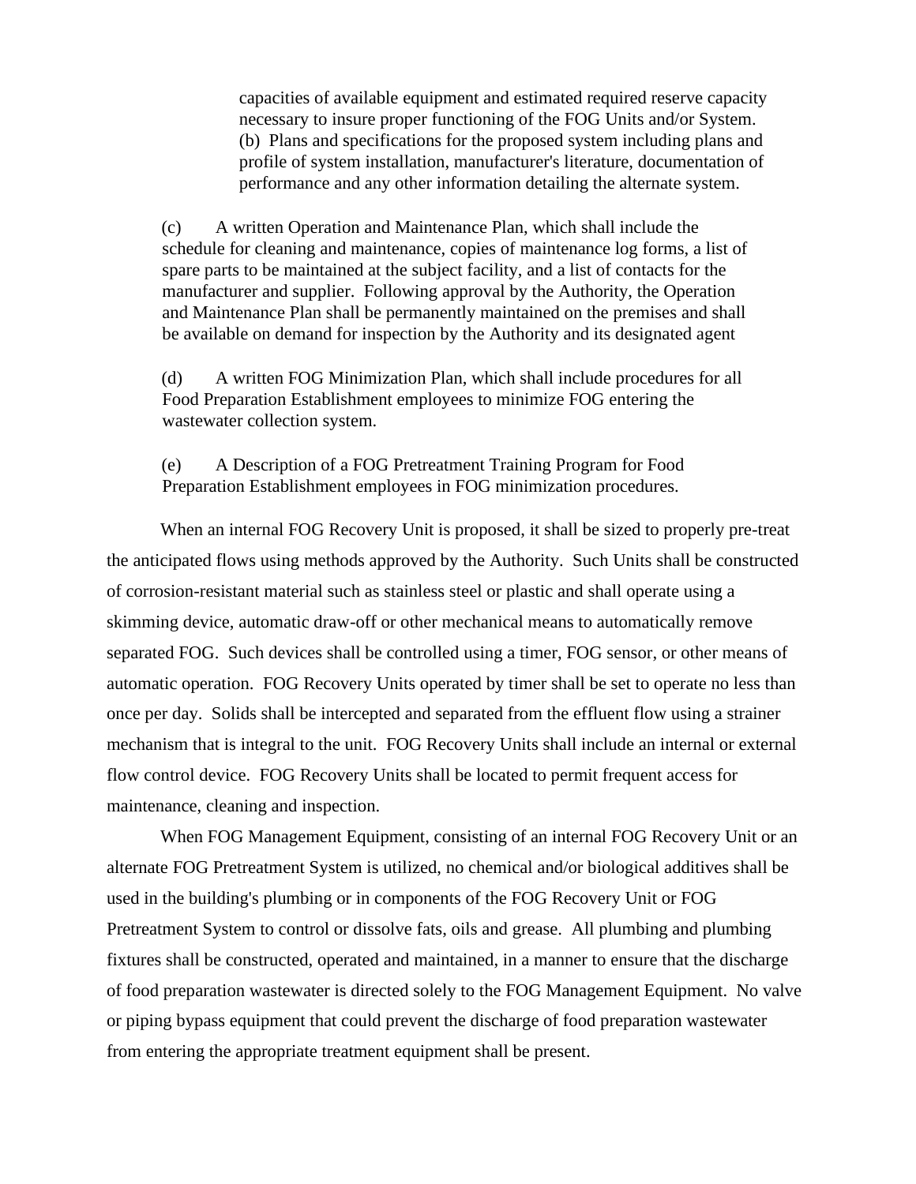capacities of available equipment and estimated required reserve capacity necessary to insure proper functioning of the FOG Units and/or System.
(b) Plans and specifications for the proposed system including plans and profile of system installation, manufacturer's literature, documentation of performance and any other information detailing the alternate system.

(c) A written Operation and Maintenance Plan, which shall include the schedule for cleaning and maintenance, copies of maintenance log forms, a list of spare parts to be maintained at the subject facility, and a list of contacts for the manufacturer and supplier. Following approval by the Authority, the Operation and Maintenance Plan shall be permanently maintained on the premises and shall be available on demand for inspection by the Authority and its designated agent

(d) A written FOG Minimization Plan, which shall include procedures for all Food Preparation Establishment employees to minimize FOG entering the wastewater collection system.

(e) A Description of a FOG Pretreatment Training Program for Food Preparation Establishment employees in FOG minimization procedures.

When an internal FOG Recovery Unit is proposed, it shall be sized to properly pre-treat the anticipated flows using methods approved by the Authority. Such Units shall be constructed of corrosion-resistant material such as stainless steel or plastic and shall operate using a skimming device, automatic draw-off or other mechanical means to automatically remove separated FOG. Such devices shall be controlled using a timer, FOG sensor, or other means of automatic operation. FOG Recovery Units operated by timer shall be set to operate no less than once per day. Solids shall be intercepted and separated from the effluent flow using a strainer mechanism that is integral to the unit. FOG Recovery Units shall include an internal or external flow control device. FOG Recovery Units shall be located to permit frequent access for maintenance, cleaning and inspection.

When FOG Management Equipment, consisting of an internal FOG Recovery Unit or an alternate FOG Pretreatment System is utilized, no chemical and/or biological additives shall be used in the building's plumbing or in components of the FOG Recovery Unit or FOG Pretreatment System to control or dissolve fats, oils and grease. All plumbing and plumbing fixtures shall be constructed, operated and maintained, in a manner to ensure that the discharge of food preparation wastewater is directed solely to the FOG Management Equipment. No valve or piping bypass equipment that could prevent the discharge of food preparation wastewater from entering the appropriate treatment equipment shall be present.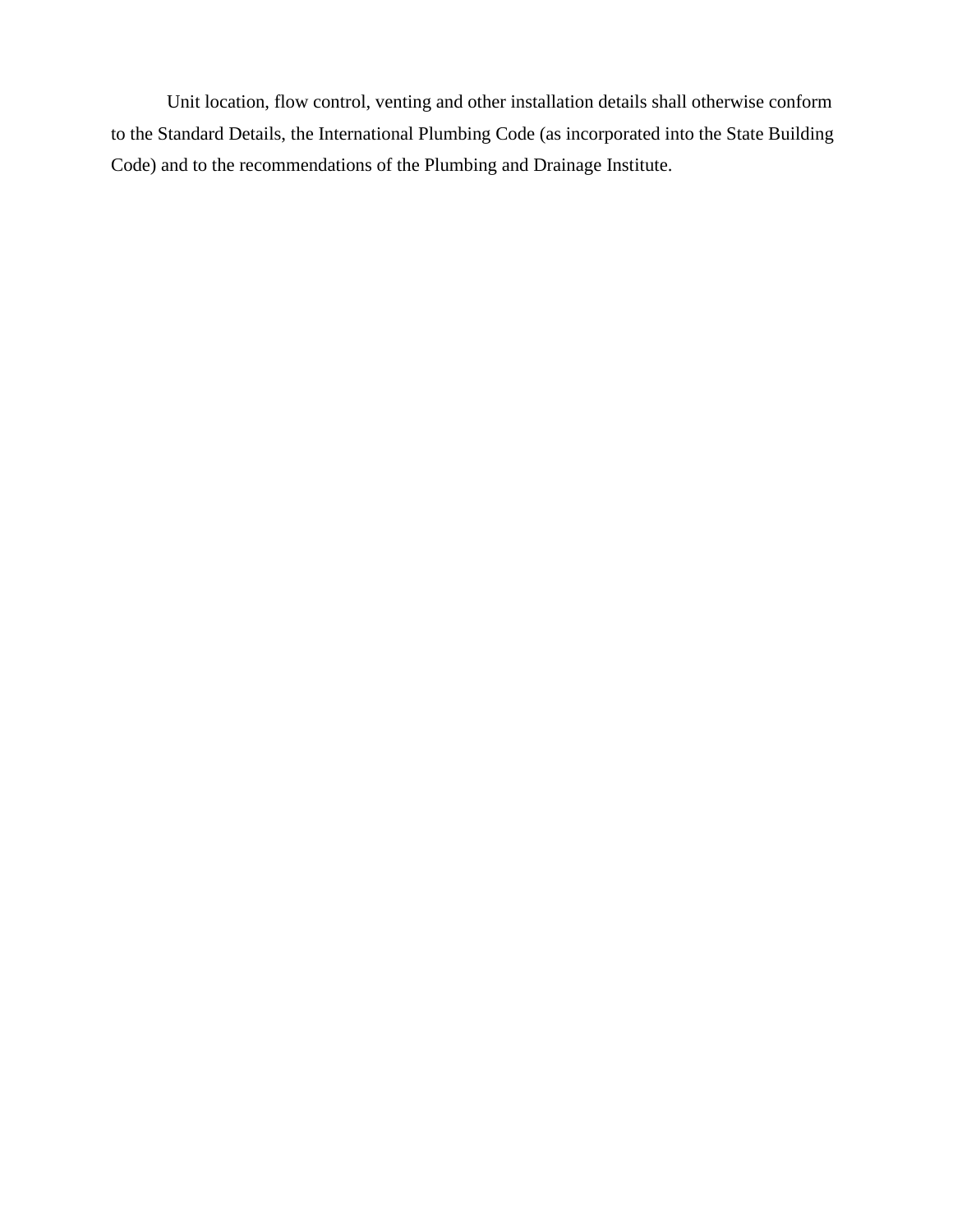Unit location, flow control, venting and other installation details shall otherwise conform to the Standard Details, the International Plumbing Code (as incorporated into the State Building Code) and to the recommendations of the Plumbing and Drainage Institute.